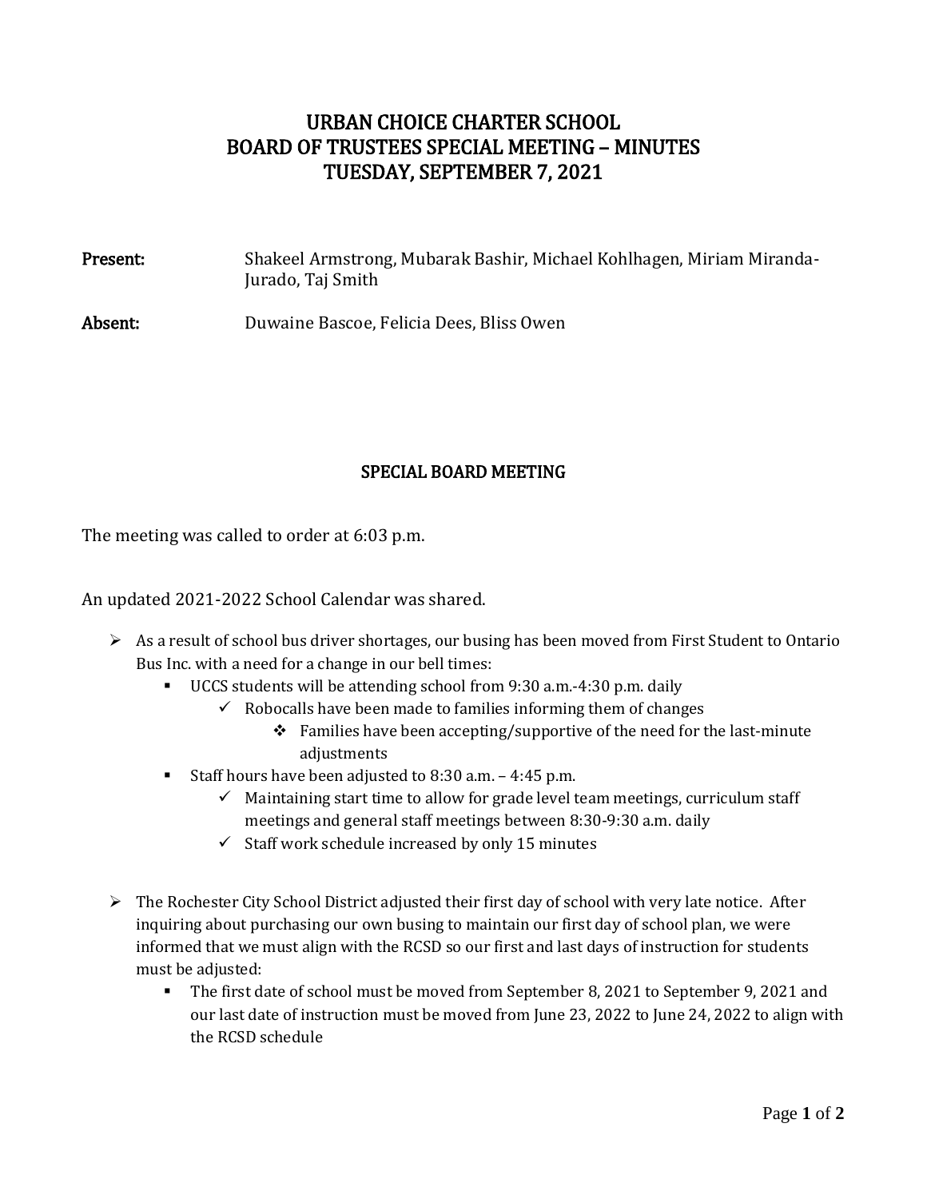# URBAN CHOICE CHARTER SCHOOL
# BOARD OF TRUSTEES SPECIAL MEETING – MINUTES
# TUESDAY, SEPTEMBER 7, 2021

**Present:** Shakeel Armstrong, Mubarak Bashir, Michael Kohlhagen, Miriam Miranda-Jurado, Taj Smith

**Absent:** Duwaine Bascoe, Felicia Dees, Bliss Owen

## SPECIAL BOARD MEETING

The meeting was called to order at 6:03 p.m.

An updated 2021-2022 School Calendar was shared.

- As a result of school bus driver shortages, our busing has been moved from First Student to Ontario Bus Inc. with a need for a change in our bell times:
  - UCCS students will be attending school from 9:30 a.m.-4:30 p.m. daily
    - ✓ Robocalls have been made to families informing them of changes
      - ❖ Families have been accepting/supportive of the need for the last-minute adjustments
  - Staff hours have been adjusted to 8:30 a.m. – 4:45 p.m.
    - ✓ Maintaining start time to allow for grade level team meetings, curriculum staff meetings and general staff meetings between 8:30-9:30 a.m. daily
    - ✓ Staff work schedule increased by only 15 minutes

- The Rochester City School District adjusted their first day of school with very late notice. After inquiring about purchasing our own busing to maintain our first day of school plan, we were informed that we must align with the RCSD so our first and last days of instruction for students must be adjusted:
  - The first date of school must be moved from September 8, 2021 to September 9, 2021 and our last date of instruction must be moved from June 23, 2022 to June 24, 2022 to align with the RCSD schedule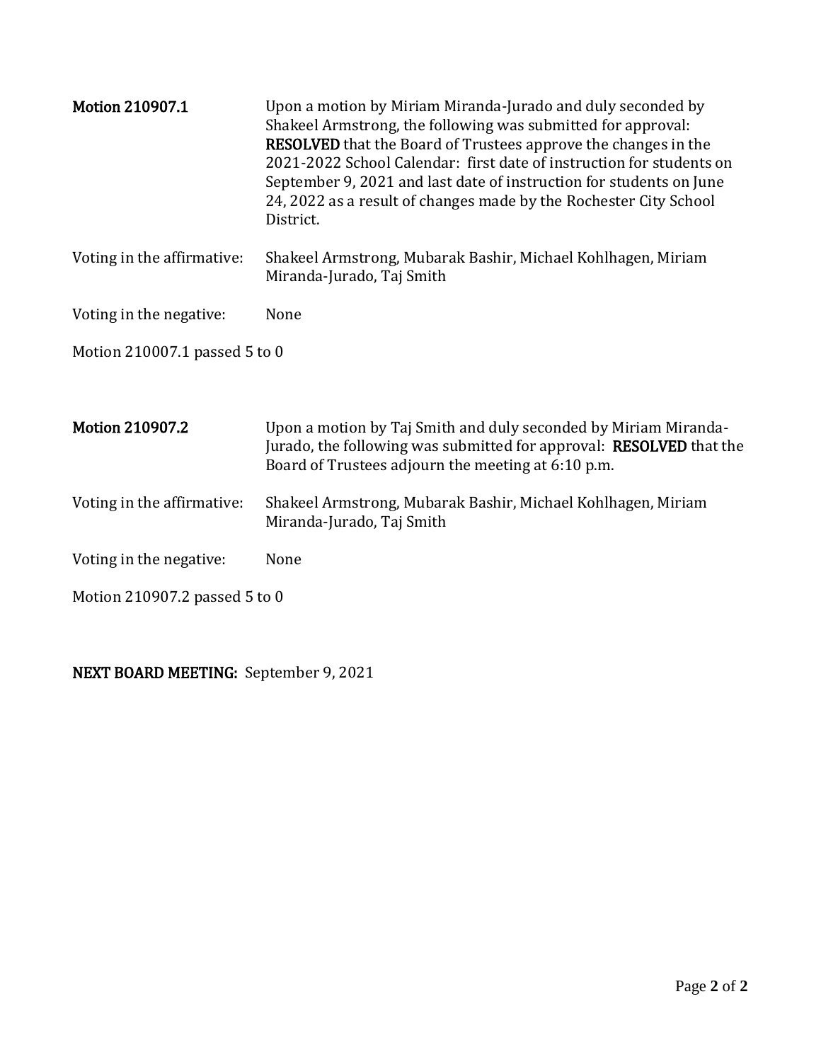**Motion 210907.1** Upon a motion by Miriam Miranda-Jurado and duly seconded by Shakeel Armstrong, the following was submitted for approval: **RESOLVED** that the Board of Trustees approve the changes in the 2021-2022 School Calendar: first date of instruction for students on September 9, 2021 and last date of instruction for students on June 24, 2022 as a result of changes made by the Rochester City School District.

Voting in the affirmative: Shakeel Armstrong, Mubarak Bashir, Michael Kohlhagen, Miriam Miranda-Jurado, Taj Smith

Voting in the negative: None

Motion 210007.1 passed 5 to 0

**Motion 210907.2** Upon a motion by Taj Smith and duly seconded by Miriam Miranda-Jurado, the following was submitted for approval: **RESOLVED** that the Board of Trustees adjourn the meeting at 6:10 p.m.

Voting in the affirmative: Shakeel Armstrong, Mubarak Bashir, Michael Kohlhagen, Miriam Miranda-Jurado, Taj Smith

Voting in the negative: None

Motion 210907.2 passed 5 to 0

**NEXT BOARD MEETING:** September 9, 2021